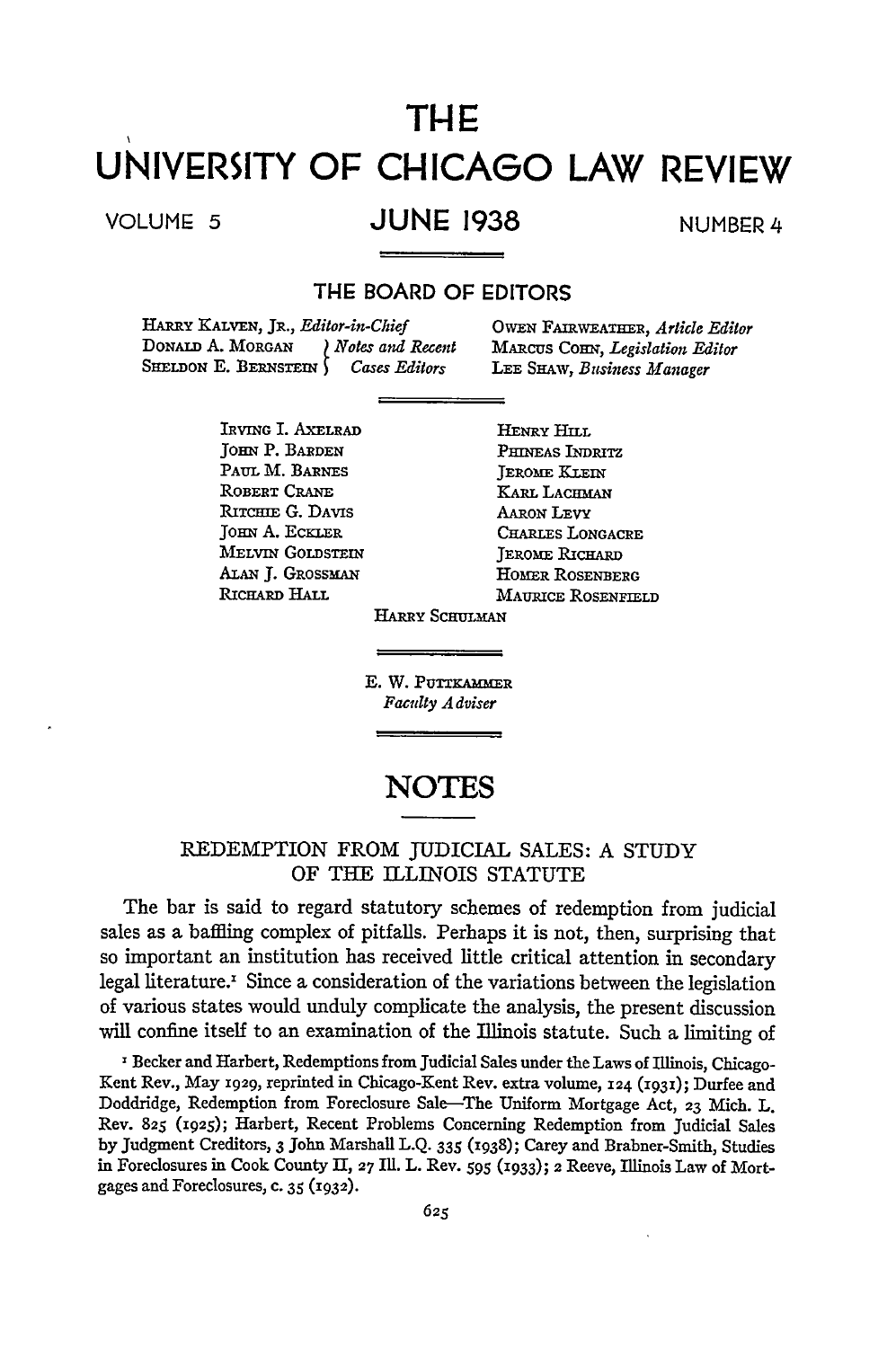# THE UNIVERSITY OF CHICAGO LAW REVIEW

VOLUME 5 — JUNE 1938 — NUMBER 4

## THE BOARD OF EDITORS

HARRY KALVEN, JR., *Editor-in-Chief*
DONALD A. MORGAN, SHELDON E. BERNSTEIN, *Notes and Recent Cases Editors*
OWEN FAIRWEATHER, *Article Editor*
MARCUS COHN, *Legislation Editor*
LEE SHAW, *Business Manager*

IRVING I. AXELRAD
JOHN P. BARDEN
PAUL M. BARNES
ROBERT CRANE
RITCHIE G. DAVIS
JOHN A. ECKLER
MELVIN GOLDSTEIN
ALAN J. GROSSMAN
RICHARD HALL
HENRY HILL
PHINEAS INDRITZ
JEROME KLEIN
KARL LACHMAN
AARON LEVY
CHARLES LONGACRE
JEROME RICHARD
HOMER ROSENBERG
MAURICE ROSENFIELD
HARRY SCHULMAN

E. W. PUTTKAMMER
*Faculty Adviser*

## NOTES

### REDEMPTION FROM JUDICIAL SALES: A STUDY OF THE ILLINOIS STATUTE

The bar is said to regard statutory schemes of redemption from judicial sales as a baffling complex of pitfalls. Perhaps it is not, then, surprising that so important an institution has received little critical attention in secondary legal literature.[1] Since a consideration of the variations between the legislation of various states would unduly complicate the analysis, the present discussion will confine itself to an examination of the Illinois statute. Such a limiting of

[1] Becker and Harbert, Redemptions from Judicial Sales under the Laws of Illinois, Chicago-Kent Rev., May 1929, reprinted in Chicago-Kent Rev. extra volume, 124 (1931); Durfee and Doddridge, Redemption from Foreclosure Sale—The Uniform Mortgage Act, 23 Mich. L. Rev. 825 (1925); Harbert, Recent Problems Concerning Redemption from Judicial Sales by Judgment Creditors, 3 John Marshall L.Q. 335 (1938); Carey and Brabner-Smith, Studies in Foreclosures in Cook County II, 27 Ill. L. Rev. 595 (1933); 2 Reeve, Illinois Law of Mortgages and Foreclosures, c. 35 (1932).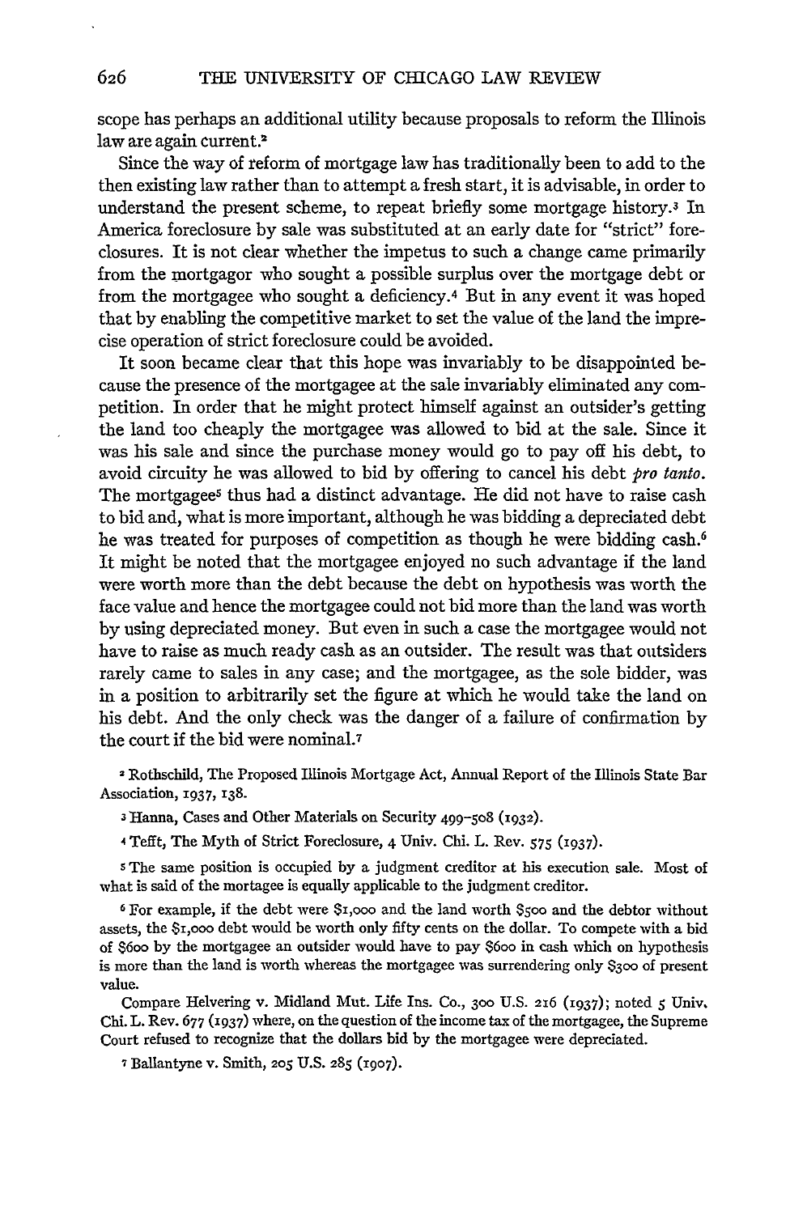scope has perhaps an additional utility because proposals to reform the Illinois law are again current.[2]

Since the way of reform of mortgage law has traditionally been to add to the then existing law rather than to attempt a fresh start, it is advisable, in order to understand the present scheme, to repeat briefly some mortgage history.[3] In America foreclosure by sale was substituted at an early date for "strict" foreclosures. It is not clear whether the impetus to such a change came primarily from the mortgagor who sought a possible surplus over the mortgage debt or from the mortgagee who sought a deficiency.[4] But in any event it was hoped that by enabling the competitive market to set the value of the land the imprecise operation of strict foreclosure could be avoided.

It soon became clear that this hope was invariably to be disappointed because the presence of the mortgagee at the sale invariably eliminated any competition. In order that he might protect himself against an outsider's getting the land too cheaply the mortgagee was allowed to bid at the sale. Since it was his sale and since the purchase money would go to pay off his debt, to avoid circuity he was allowed to bid by offering to cancel his debt *pro tanto*. The mortgagee[5] thus had a distinct advantage. He did not have to raise cash to bid and, what is more important, although he was bidding a depreciated debt he was treated for purposes of competition as though he were bidding cash.[6] It might be noted that the mortgagee enjoyed no such advantage if the land were worth more than the debt because the debt on hypothesis was worth the face value and hence the mortgagee could not bid more than the land was worth by using depreciated money. But even in such a case the mortgagee would not have to raise as much ready cash as an outsider. The result was that outsiders rarely came to sales in any case; and the mortgagee, as the sole bidder, was in a position to arbitrarily set the figure at which he would take the land on his debt. And the only check was the danger of a failure of confirmation by the court if the bid were nominal.[7]

[2] Rothschild, The Proposed Illinois Mortgage Act, Annual Report of the Illinois State Bar Association, 1937, 138.

[3] Hanna, Cases and Other Materials on Security 499-508 (1932).

[4] Tefft, The Myth of Strict Foreclosure, 4 Univ. Chi. L. Rev. 575 (1937).

[5] The same position is occupied by a judgment creditor at his execution sale. Most of what is said of the mortagee is equally applicable to the judgment creditor.

[6] For example, if the debt were $1,000 and the land worth $500 and the debtor without assets, the $1,000 debt would be worth only fifty cents on the dollar. To compete with a bid of $600 by the mortgagee an outsider would have to pay $600 in cash which on hypothesis is more than the land is worth whereas the mortgagee was surrendering only $300 of present value.

Compare Helvering v. Midland Mut. Life Ins. Co., 300 U.S. 216 (1937); noted 5 Univ. Chi. L. Rev. 677 (1937) where, on the question of the income tax of the mortgagee, the Supreme Court refused to recognize that the dollars bid by the mortgagee were depreciated.

[7] Ballantyne v. Smith, 205 U.S. 285 (1907).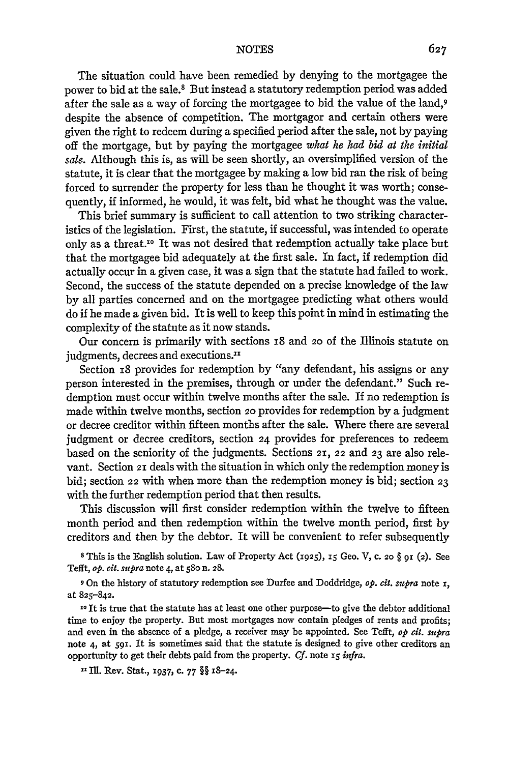The situation could have been remedied by denying to the mortgagee the power to bid at the sale.[8] But instead a statutory redemption period was added after the sale as a way of forcing the mortgagee to bid the value of the land,[9] despite the absence of competition. The mortgagor and certain others were given the right to redeem during a specified period after the sale, not by paying off the mortgage, but by paying the mortgagee *what he had bid at the initial sale*. Although this is, as will be seen shortly, an oversimplified version of the statute, it is clear that the mortgagee by making a low bid ran the risk of being forced to surrender the property for less than he thought it was worth; consequently, if informed, he would, it was felt, bid what he thought was the value.

This brief summary is sufficient to call attention to two striking characteristics of the legislation. First, the statute, if successful, was intended to operate only as a threat.[10] It was not desired that redemption actually take place but that the mortgagee bid adequately at the first sale. In fact, if redemption did actually occur in a given case, it was a sign that the statute had failed to work. Second, the success of the statute depended on a precise knowledge of the law by all parties concerned and on the mortgagee predicting what others would do if he made a given bid. It is well to keep this point in mind in estimating the complexity of the statute as it now stands.

Our concern is primarily with sections 18 and 20 of the Illinois statute on judgments, decrees and executions.[11]

Section 18 provides for redemption by "any defendant, his assigns or any person interested in the premises, through or under the defendant." Such redemption must occur within twelve months after the sale. If no redemption is made within twelve months, section 20 provides for redemption by a judgment or decree creditor within fifteen months after the sale. Where there are several judgment or decree creditors, section 24 provides for preferences to redeem based on the seniority of the judgments. Sections 21, 22 and 23 are also relevant. Section 21 deals with the situation in which only the redemption money is bid; section 22 with when more than the redemption money is bid; section 23 with the further redemption period that then results.

This discussion will first consider redemption within the twelve to fifteen month period and then redemption within the twelve month period, first by creditors and then by the debtor. It will be convenient to refer subsequently

[8] This is the English solution. Law of Property Act (1925), 15 Geo. V, c. 20 § 91 (2). See Tefft, *op. cit. supra* note 4, at 580 n. 28.

[9] On the history of statutory redemption see Durfee and Doddridge, *op. cit. supra* note 1, at 825–842.

[10] It is true that the statute has at least one other purpose—to give the debtor additional time to enjoy the property. But most mortgages now contain pledges of rents and profits; and even in the absence of a pledge, a receiver may be appointed. See Tefft, *op cit. supra* note 4, at 591. It is sometimes said that the statute is designed to give other creditors an opportunity to get their debts paid from the property. *Cf.* note 15 *infra*.

[11] Ill. Rev. Stat., 1937, c. 77 §§ 18–24.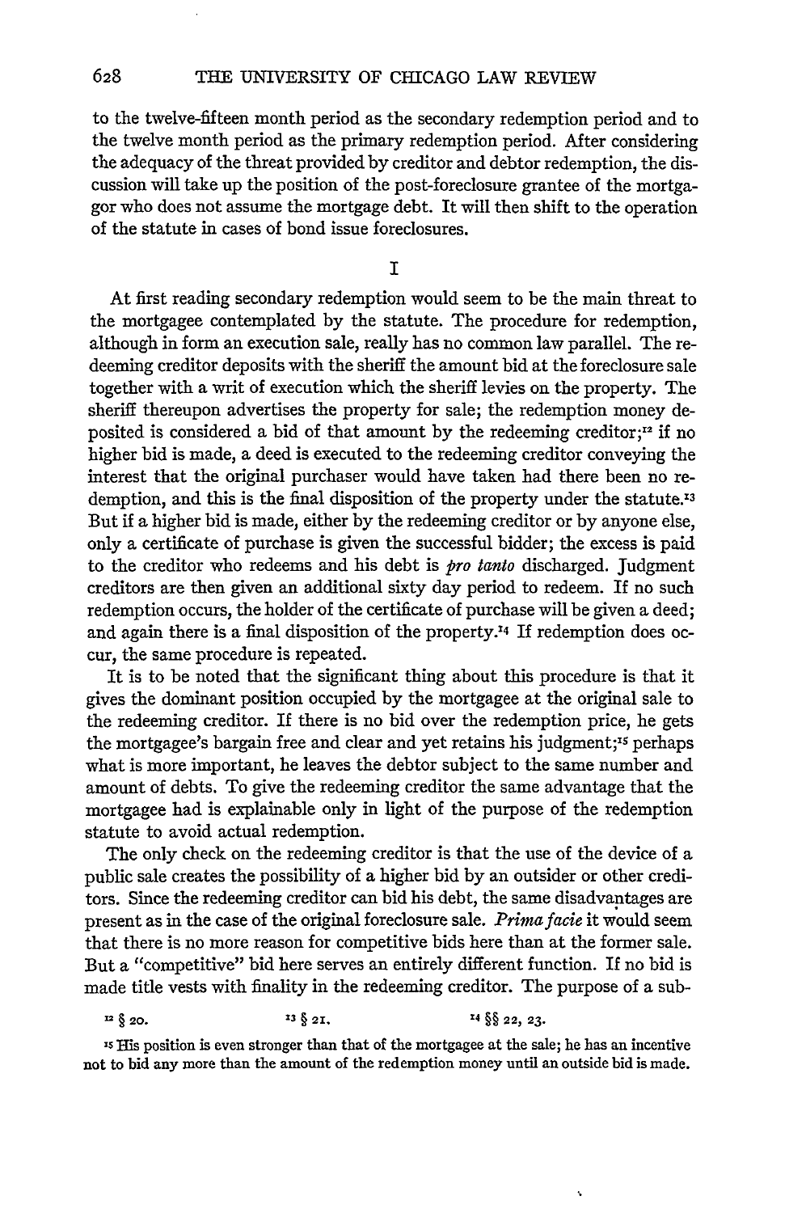to the twelve-fifteen month period as the secondary redemption period and to the twelve month period as the primary redemption period. After considering the adequacy of the threat provided by creditor and debtor redemption, the discussion will take up the position of the post-foreclosure grantee of the mortgagor who does not assume the mortgage debt. It will then shift to the operation of the statute in cases of bond issue foreclosures.

## I

At first reading secondary redemption would seem to be the main threat to the mortgagee contemplated by the statute. The procedure for redemption, although in form an execution sale, really has no common law parallel. The redeeming creditor deposits with the sheriff the amount bid at the foreclosure sale together with a writ of execution which the sheriff levies on the property. The sheriff thereupon advertises the property for sale; the redemption money deposited is considered a bid of that amount by the redeeming creditor;[12] if no higher bid is made, a deed is executed to the redeeming creditor conveying the interest that the original purchaser would have taken had there been no redemption, and this is the final disposition of the property under the statute.[13] But if a higher bid is made, either by the redeeming creditor or by anyone else, only a certificate of purchase is given the successful bidder; the excess is paid to the creditor who redeems and his debt is *pro tanto* discharged. Judgment creditors are then given an additional sixty day period to redeem. If no such redemption occurs, the holder of the certificate of purchase will be given a deed; and again there is a final disposition of the property.[14] If redemption does occur, the same procedure is repeated.

It is to be noted that the significant thing about this procedure is that it gives the dominant position occupied by the mortgagee at the original sale to the redeeming creditor. If there is no bid over the redemption price, he gets the mortgagee's bargain free and clear and yet retains his judgment;[15] perhaps what is more important, he leaves the debtor subject to the same number and amount of debts. To give the redeeming creditor the same advantage that the mortgagee had is explainable only in light of the purpose of the redemption statute to avoid actual redemption.

The only check on the redeeming creditor is that the use of the device of a public sale creates the possibility of a higher bid by an outsider or other creditors. Since the redeeming creditor can bid his debt, the same disadvantages are present as in the case of the original foreclosure sale. *Prima facie* it would seem that there is no more reason for competitive bids here than at the former sale. But a "competitive" bid here serves an entirely different function. If no bid is made title vests with finality in the redeeming creditor. The purpose of a sub-

[12] § 20.

[13] § 21.

[14] §§ 22, 23.

[15] His position is even stronger than that of the mortgagee at the sale; he has an incentive not to bid any more than the amount of the redemption money until an outside bid is made.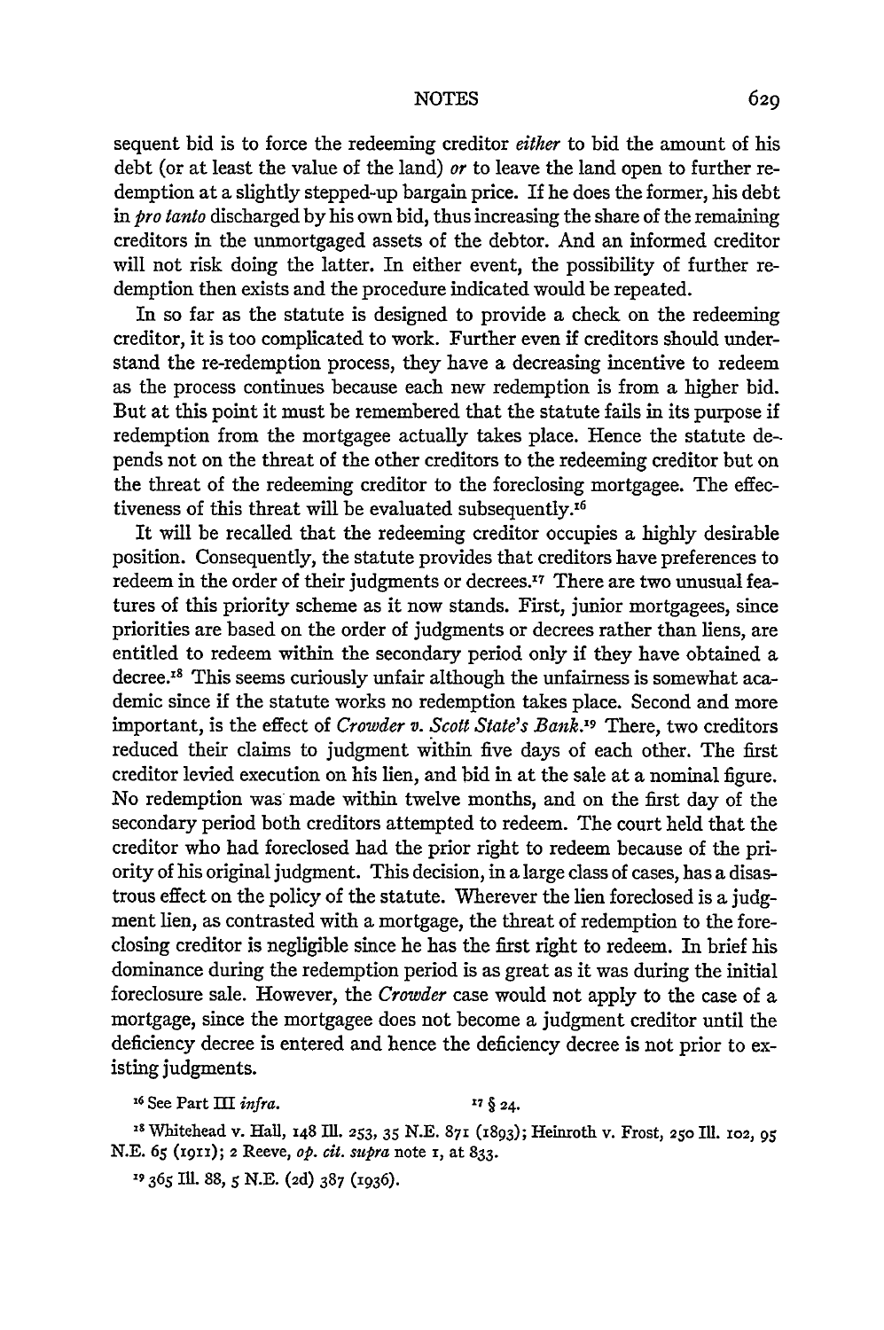sequent bid is to force the redeeming creditor *either* to bid the amount of his debt (or at least the value of the land) *or* to leave the land open to further redemption at a slightly stepped-up bargain price. If he does the former, his debt in *pro tanto* discharged by his own bid, thus increasing the share of the remaining creditors in the unmortgaged assets of the debtor. And an informed creditor will not risk doing the latter. In either event, the possibility of further redemption then exists and the procedure indicated would be repeated.

In so far as the statute is designed to provide a check on the redeeming creditor, it is too complicated to work. Further even if creditors should understand the re-redemption process, they have a decreasing incentive to redeem as the process continues because each new redemption is from a higher bid. But at this point it must be remembered that the statute fails in its purpose if redemption from the mortgagee actually takes place. Hence the statute depends not on the threat of the other creditors to the redeeming creditor but on the threat of the redeeming creditor to the foreclosing mortgagee. The effectiveness of this threat will be evaluated subsequently.[16]

It will be recalled that the redeeming creditor occupies a highly desirable position. Consequently, the statute provides that creditors have preferences to redeem in the order of their judgments or decrees.[17] There are two unusual features of this priority scheme as it now stands. First, junior mortgagees, since priorities are based on the order of judgments or decrees rather than liens, are entitled to redeem within the secondary period only if they have obtained a decree.[18] This seems curiously unfair although the unfairness is somewhat academic since if the statute works no redemption takes place. Second and more important, is the effect of *Crowder v. Scott State's Bank*.[19] There, two creditors reduced their claims to judgment within five days of each other. The first creditor levied execution on his lien, and bid in at the sale at a nominal figure. No redemption was made within twelve months, and on the first day of the secondary period both creditors attempted to redeem. The court held that the creditor who had foreclosed had the prior right to redeem because of the priority of his original judgment. This decision, in a large class of cases, has a disastrous effect on the policy of the statute. Wherever the lien foreclosed is a judgment lien, as contrasted with a mortgage, the threat of redemption to the foreclosing creditor is negligible since he has the first right to redeem. In brief his dominance during the redemption period is as great as it was during the initial foreclosure sale. However, the *Crowder* case would not apply to the case of a mortgage, since the mortgagee does not become a judgment creditor until the deficiency decree is entered and hence the deficiency decree is not prior to existing judgments.

[16] See Part III *infra*.

[17] § 24.

[18] Whitehead v. Hall, 148 Ill. 253, 35 N.E. 871 (1893); Heinroth v. Frost, 250 Ill. 102, 95 N.E. 65 (1911); 2 Reeve, *op. cit. supra* note 1, at 833.

[19] 365 Ill. 88, 5 N.E. (2d) 387 (1936).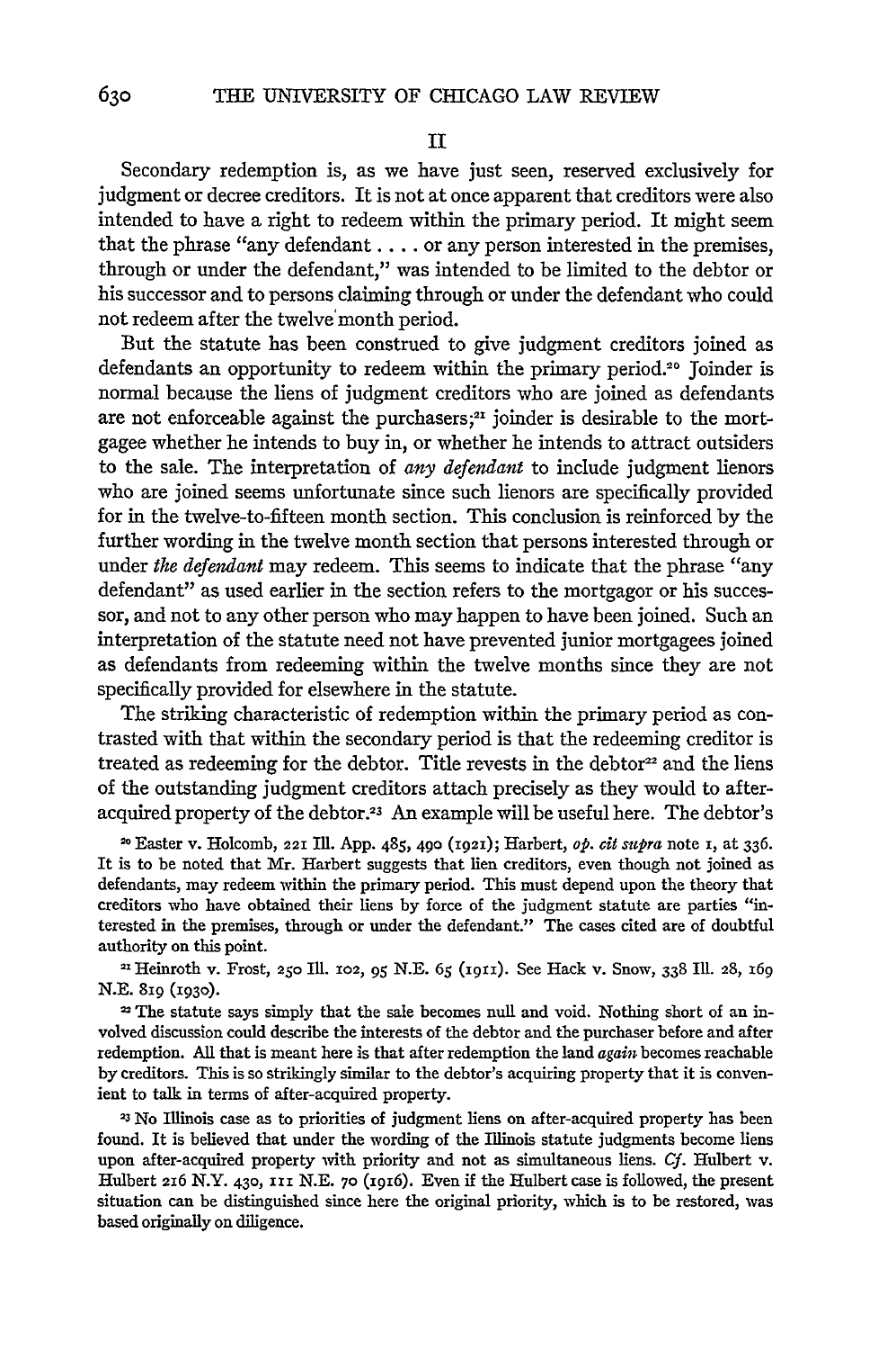## II

Secondary redemption is, as we have just seen, reserved exclusively for judgment or decree creditors. It is not at once apparent that creditors were also intended to have a right to redeem within the primary period. It might seem that the phrase "any defendant . . . . or any person interested in the premises, through or under the defendant," was intended to be limited to the debtor or his successor and to persons claiming through or under the defendant who could not redeem after the twelve month period.

But the statute has been construed to give judgment creditors joined as defendants an opportunity to redeem within the primary period.[20] Joinder is normal because the liens of judgment creditors who are joined as defendants are not enforceable against the purchasers;[21] joinder is desirable to the mortgagee whether he intends to buy in, or whether he intends to attract outsiders to the sale. The interpretation of *any defendant* to include judgment lienors who are joined seems unfortunate since such lienors are specifically provided for in the twelve-to-fifteen month section. This conclusion is reinforced by the further wording in the twelve month section that persons interested through or under *the defendant* may redeem. This seems to indicate that the phrase "any defendant" as used earlier in the section refers to the mortgagor or his successor, and not to any other person who may happen to have been joined. Such an interpretation of the statute need not have prevented junior mortgagees joined as defendants from redeeming within the twelve months since they are not specifically provided for elsewhere in the statute.

The striking characteristic of redemption within the primary period as contrasted with that within the secondary period is that the redeeming creditor is treated as redeeming for the debtor. Title revests in the debtor[22] and the liens of the outstanding judgment creditors attach precisely as they would to after-acquired property of the debtor.[23] An example will be useful here. The debtor's

[20] Easter v. Holcomb, 221 Ill. App. 485, 490 (1921); Harbert, *op. cit supra* note 1, at 336. It is to be noted that Mr. Harbert suggests that lien creditors, even though not joined as defendants, may redeem within the primary period. This must depend upon the theory that creditors who have obtained their liens by force of the judgment statute are parties "interested in the premises, through or under the defendant." The cases cited are of doubtful authority on this point.

[21] Heinroth v. Frost, 250 Ill. 102, 95 N.E. 65 (1911). See Hack v. Snow, 338 Ill. 28, 169 N.E. 819 (1930).

[22] The statute says simply that the sale becomes null and void. Nothing short of an involved discussion could describe the interests of the debtor and the purchaser before and after redemption. All that is meant here is that after redemption the land *again* becomes reachable by creditors. This is so strikingly similar to the debtor's acquiring property that it is convenient to talk in terms of after-acquired property.

[23] No Illinois case as to priorities of judgment liens on after-acquired property has been found. It is believed that under the wording of the Illinois statute judgments become liens upon after-acquired property with priority and not as simultaneous liens. *Cf.* Hulbert v. Hulbert 216 N.Y. 430, 111 N.E. 70 (1916). Even if the Hulbert case is followed, the present situation can be distinguished since here the original priority, which is to be restored, was based originally on diligence.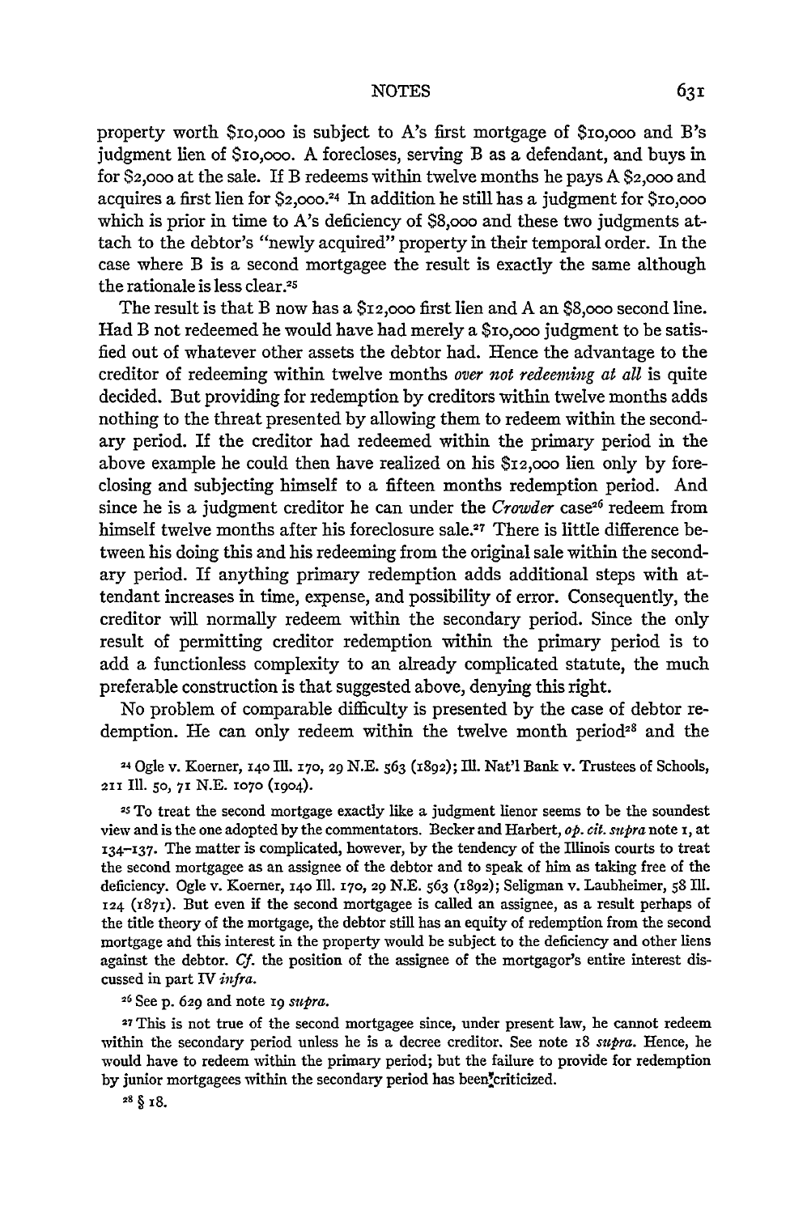property worth $10,000 is subject to A's first mortgage of $10,000 and B's judgment lien of $10,000. A forecloses, serving B as a defendant, and buys in for $2,000 at the sale. If B redeems within twelve months he pays A $2,000 and acquires a first lien for $2,000.[24] In addition he still has a judgment for $10,000 which is prior in time to A's deficiency of $8,000 and these two judgments attach to the debtor's "newly acquired" property in their temporal order. In the case where B is a second mortgagee the result is exactly the same although the rationale is less clear.[25]

The result is that B now has a $12,000 first lien and A an $8,000 second line. Had B not redeemed he would have had merely a $10,000 judgment to be satisfied out of whatever other assets the debtor had. Hence the advantage to the creditor of redeeming within twelve months *over not redeeming at all* is quite decided. But providing for redemption by creditors within twelve months adds nothing to the threat presented by allowing them to redeem within the secondary period. If the creditor had redeemed within the primary period in the above example he could then have realized on his $12,000 lien only by foreclosing and subjecting himself to a fifteen months redemption period. And since he is a judgment creditor he can under the *Crowder* case[26] redeem from himself twelve months after his foreclosure sale.[27] There is little difference between his doing this and his redeeming from the original sale within the secondary period. If anything primary redemption adds additional steps with attendant increases in time, expense, and possibility of error. Consequently, the creditor will normally redeem within the secondary period. Since the only result of permitting creditor redemption within the primary period is to add a functionless complexity to an already complicated statute, the much preferable construction is that suggested above, denying this right.

No problem of comparable difficulty is presented by the case of debtor redemption. He can only redeem within the twelve month period[28] and the

[24] Ogle v. Koerner, 140 Ill. 170, 29 N.E. 563 (1892); Ill. Nat'l Bank v. Trustees of Schools, 211 Ill. 50, 71 N.E. 1070 (1904).

[25] To treat the second mortgage exactly like a judgment lienor seems to be the soundest view and is the one adopted by the commentators. Becker and Harbert, *op. cit. supra* note 1, at 134–137. The matter is complicated, however, by the tendency of the Illinois courts to treat the second mortgagee as an assignee of the debtor and to speak of him as taking free of the deficiency. Ogle v. Koerner, 140 Ill. 170, 29 N.E. 563 (1892); Seligman v. Laubheimer, 58 Ill. 124 (1871). But even if the second mortgagee is called an assignee, as a result perhaps of the title theory of the mortgage, the debtor still has an equity of redemption from the second mortgage and this interest in the property would be subject to the deficiency and other liens against the debtor. *Cf.* the position of the assignee of the mortgagor's entire interest discussed in part IV *infra*.

[26] See p. 629 and note 19 *supra*.

[27] This is not true of the second mortgagee since, under present law, he cannot redeem within the secondary period unless he is a decree creditor. See note 18 *supra*. Hence, he would have to redeem within the primary period; but the failure to provide for redemption by junior mortgagees within the secondary period has been criticized.

[28] § 18.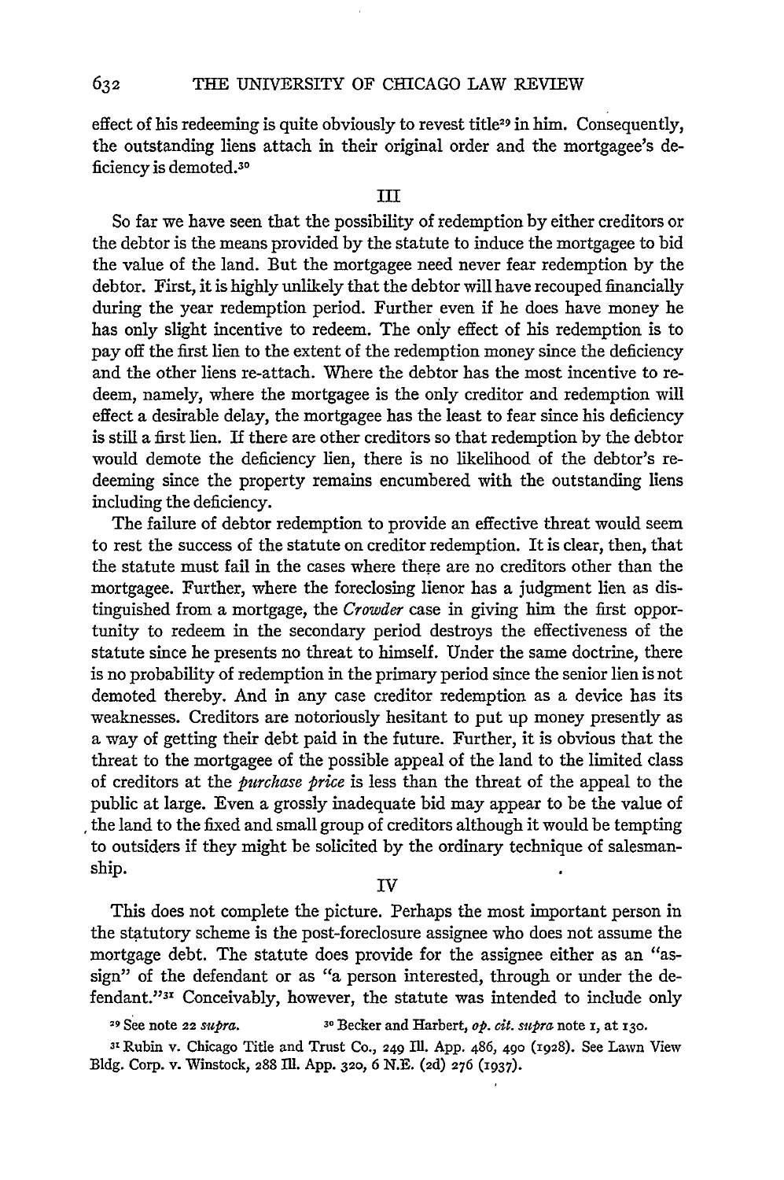effect of his redeeming is quite obviously to revest title[29] in him. Consequently, the outstanding liens attach in their original order and the mortgagee's deficiency is demoted.[30]

## III

So far we have seen that the possibility of redemption by either creditors or the debtor is the means provided by the statute to induce the mortgagee to bid the value of the land. But the mortgagee need never fear redemption by the debtor. First, it is highly unlikely that the debtor will have recouped financially during the year redemption period. Further even if he does have money he has only slight incentive to redeem. The only effect of his redemption is to pay off the first lien to the extent of the redemption money since the deficiency and the other liens re-attach. Where the debtor has the most incentive to redeem, namely, where the mortgagee is the only creditor and redemption will effect a desirable delay, the mortgagee has the least to fear since his deficiency is still a first lien. If there are other creditors so that redemption by the debtor would demote the deficiency lien, there is no likelihood of the debtor's redeeming since the property remains encumbered with the outstanding liens including the deficiency.

The failure of debtor redemption to provide an effective threat would seem to rest the success of the statute on creditor redemption. It is clear, then, that the statute must fail in the cases where there are no creditors other than the mortgagee. Further, where the foreclosing lienor has a judgment lien as distinguished from a mortgage, the *Crowder* case in giving him the first opportunity to redeem in the secondary period destroys the effectiveness of the statute since he presents no threat to himself. Under the same doctrine, there is no probability of redemption in the primary period since the senior lien is not demoted thereby. And in any case creditor redemption as a device has its weaknesses. Creditors are notoriously hesitant to put up money presently as a way of getting their debt paid in the future. Further, it is obvious that the threat to the mortgagee of the possible appeal of the land to the limited class of creditors at the *purchase price* is less than the threat of the appeal to the public at large. Even a grossly inadequate bid may appear to be the value of the land to the fixed and small group of creditors although it would be tempting to outsiders if they might be solicited by the ordinary technique of salesmanship.

## IV

This does not complete the picture. Perhaps the most important person in the statutory scheme is the post-foreclosure assignee who does not assume the mortgage debt. The statute does provide for the assignee either as an "assign" of the defendant or as "a person interested, through or under the defendant."[31] Conceivably, however, the statute was intended to include only

[29] See note 22 *supra*.

[30] Becker and Harbert, *op. cit. supra* note 1, at 130.

[31] Rubin v. Chicago Title and Trust Co., 249 Ill. App. 486, 490 (1928). See Lawn View Bldg. Corp. v. Winstock, 288 Ill. App. 320, 6 N.E. (2d) 276 (1937).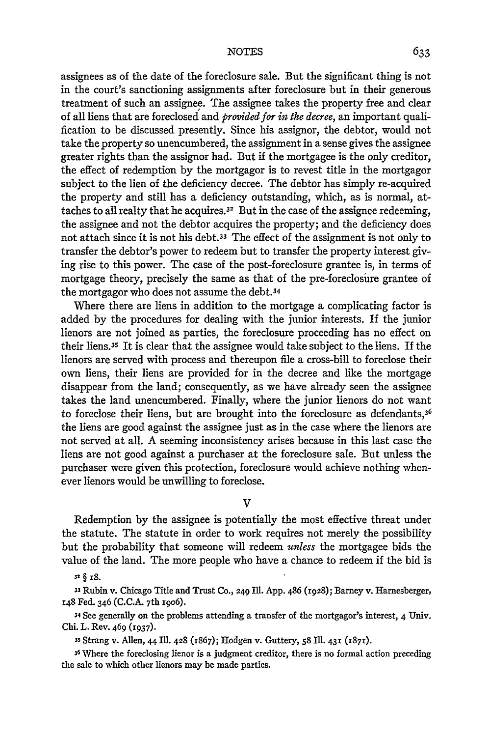assignees as of the date of the foreclosure sale. But the significant thing is not in the court's sanctioning assignments after foreclosure but in their generous treatment of such an assignee. The assignee takes the property free and clear of all liens that are foreclosed and *provided for in the decree*, an important qualification to be discussed presently. Since his assignor, the debtor, would not take the property so unencumbered, the assignment in a sense gives the assignee greater rights than the assignor had. But if the mortgagee is the only creditor, the effect of redemption by the mortgagor is to revest title in the mortgagor subject to the lien of the deficiency decree. The debtor has simply re-acquired the property and still has a deficiency outstanding, which, as is normal, attaches to all realty that he acquires.[32] But in the case of the assignee redeeming, the assignee and not the debtor acquires the property; and the deficiency does not attach since it is not his debt.[33] The effect of the assignment is not only to transfer the debtor's power to redeem but to transfer the property interest giving rise to this power. The case of the post-foreclosure grantee is, in terms of mortgage theory, precisely the same as that of the pre-foreclosure grantee of the mortgagor who does not assume the debt.[34]

Where there are liens in addition to the mortgage a complicating factor is added by the procedures for dealing with the junior interests. If the junior lienors are not joined as parties, the foreclosure proceeding has no effect on their liens.[35] It is clear that the assignee would take subject to the liens. If the lienors are served with process and thereupon file a cross-bill to foreclose their own liens, their liens are provided for in the decree and like the mortgage disappear from the land; consequently, as we have already seen the assignee takes the land unencumbered. Finally, where the junior lienors do not want to foreclose their liens, but are brought into the foreclosure as defendants,[36] the liens are good against the assignee just as in the case where the lienors are not served at all. A seeming inconsistency arises because in this last case the liens are not good against a purchaser at the foreclosure sale. But unless the purchaser were given this protection, foreclosure would achieve nothing whenever lienors would be unwilling to foreclose.

## V

Redemption by the assignee is potentially the most effective threat under the statute. The statute in order to work requires not merely the possibility but the probability that someone will redeem *unless* the mortgagee bids the value of the land. The more people who have a chance to redeem if the bid is

[32] § 18.

[33] Rubin v. Chicago Title and Trust Co., 249 Ill. App. 486 (1928); Barney v. Harnesberger, 148 Fed. 346 (C.C.A. 7th 1906).

[34] See generally on the problems attending a transfer of the mortgagor's interest, 4 Univ. Chi. L. Rev. 469 (1937).

[35] Strang v. Allen, 44 Ill. 428 (1867); Hodgen v. Guttery, 58 Ill. 431 (1871).

[36] Where the foreclosing lienor is a judgment creditor, there is no formal action preceding the sale to which other lienors may be made parties.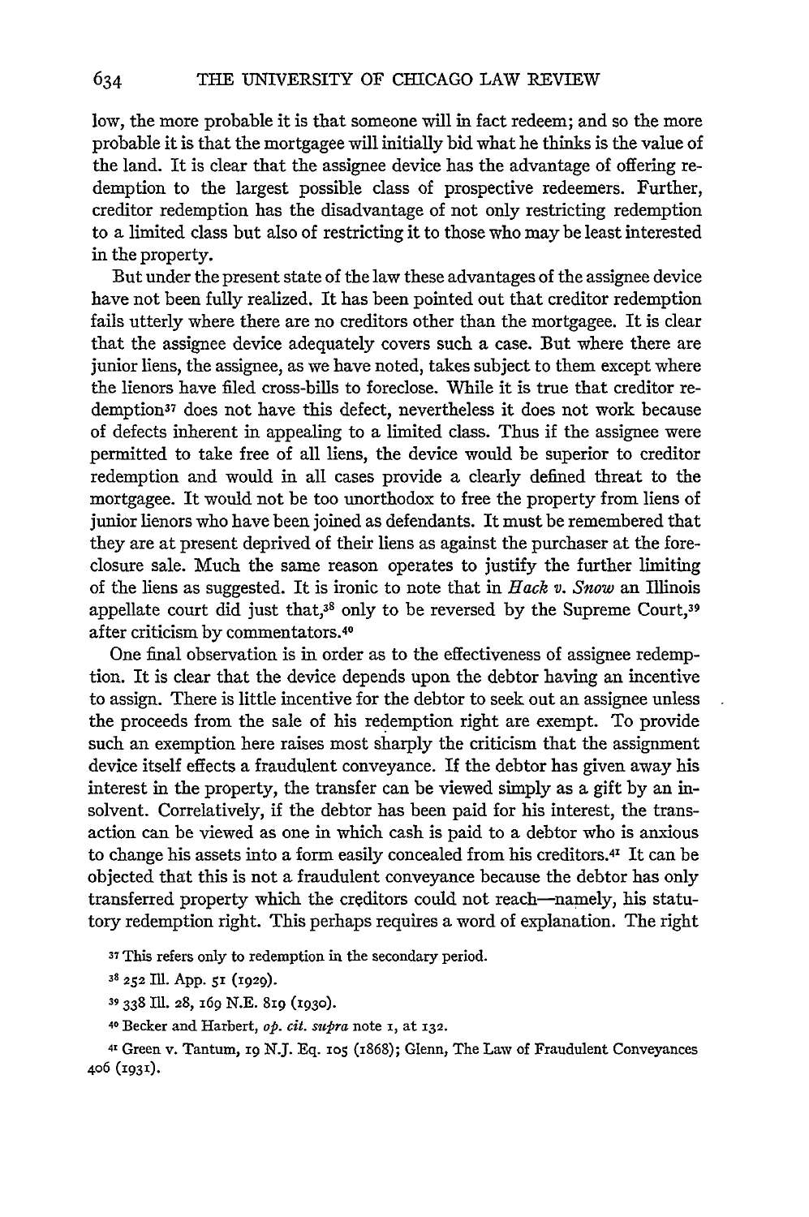low, the more probable it is that someone will in fact redeem; and so the more probable it is that the mortgagee will initially bid what he thinks is the value of the land. It is clear that the assignee device has the advantage of offering redemption to the largest possible class of prospective redeemers. Further, creditor redemption has the disadvantage of not only restricting redemption to a limited class but also of restricting it to those who may be least interested in the property.

But under the present state of the law these advantages of the assignee device have not been fully realized. It has been pointed out that creditor redemption fails utterly where there are no creditors other than the mortgagee. It is clear that the assignee device adequately covers such a case. But where there are junior liens, the assignee, as we have noted, takes subject to them except where the lienors have filed cross-bills to foreclose. While it is true that creditor redemption[37] does not have this defect, nevertheless it does not work because of defects inherent in appealing to a limited class. Thus if the assignee were permitted to take free of all liens, the device would be superior to creditor redemption and would in all cases provide a clearly defined threat to the mortgagee. It would not be too unorthodox to free the property from liens of junior lienors who have been joined as defendants. It must be remembered that they are at present deprived of their liens as against the purchaser at the foreclosure sale. Much the same reason operates to justify the further limiting of the liens as suggested. It is ironic to note that in *Hack v. Snow* an Illinois appellate court did just that,[38] only to be reversed by the Supreme Court,[39] after criticism by commentators.[40]

One final observation is in order as to the effectiveness of assignee redemption. It is clear that the device depends upon the debtor having an incentive to assign. There is little incentive for the debtor to seek out an assignee unless the proceeds from the sale of his redemption right are exempt. To provide such an exemption here raises most sharply the criticism that the assignment device itself effects a fraudulent conveyance. If the debtor has given away his interest in the property, the transfer can be viewed simply as a gift by an insolvent. Correlatively, if the debtor has been paid for his interest, the transaction can be viewed as one in which cash is paid to a debtor who is anxious to change his assets into a form easily concealed from his creditors.[41] It can be objected that this is not a fraudulent conveyance because the debtor has only transferred property which the creditors could not reach—namely, his statutory redemption right. This perhaps requires a word of explanation. The right

[37] This refers only to redemption in the secondary period.

[38] 252 Ill. App. 51 (1929).

[39] 338 Ill. 28, 169 N.E. 819 (1930).

[40] Becker and Harbert, *op. cit. supra* note 1, at 132.

[41] Green v. Tantum, 19 N.J. Eq. 105 (1868); Glenn, The Law of Fraudulent Conveyances 406 (1931).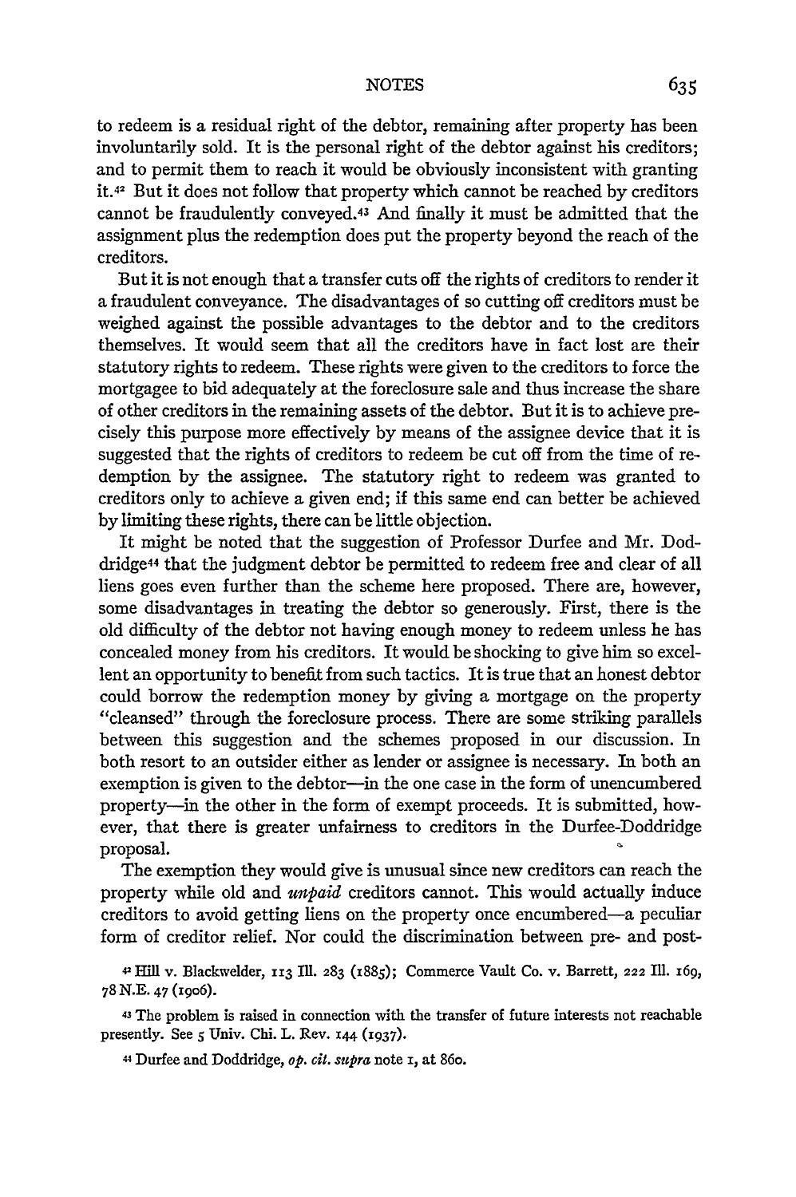to redeem is a residual right of the debtor, remaining after property has been involuntarily sold. It is the personal right of the debtor against his creditors; and to permit them to reach it would be obviously inconsistent with granting it.[42] But it does not follow that property which cannot be reached by creditors cannot be fraudulently conveyed.[43] And finally it must be admitted that the assignment plus the redemption does put the property beyond the reach of the creditors.

But it is not enough that a transfer cuts off the rights of creditors to render it a fraudulent conveyance. The disadvantages of so cutting off creditors must be weighed against the possible advantages to the debtor and to the creditors themselves. It would seem that all the creditors have in fact lost are their statutory rights to redeem. These rights were given to the creditors to force the mortgagee to bid adequately at the foreclosure sale and thus increase the share of other creditors in the remaining assets of the debtor. But it is to achieve precisely this purpose more effectively by means of the assignee device that it is suggested that the rights of creditors to redeem be cut off from the time of redemption by the assignee. The statutory right to redeem was granted to creditors only to achieve a given end; if this same end can better be achieved by limiting these rights, there can be little objection.

It might be noted that the suggestion of Professor Durfee and Mr. Doddridge[44] that the judgment debtor be permitted to redeem free and clear of all liens goes even further than the scheme here proposed. There are, however, some disadvantages in treating the debtor so generously. First, there is the old difficulty of the debtor not having enough money to redeem unless he has concealed money from his creditors. It would be shocking to give him so excellent an opportunity to benefit from such tactics. It is true that an honest debtor could borrow the redemption money by giving a mortgage on the property "cleansed" through the foreclosure process. There are some striking parallels between this suggestion and the schemes proposed in our discussion. In both resort to an outsider either as lender or assignee is necessary. In both an exemption is given to the debtor—in the one case in the form of unencumbered property—in the other in the form of exempt proceeds. It is submitted, however, that there is greater unfairness to creditors in the Durfee-Doddridge proposal.

The exemption they would give is unusual since new creditors can reach the property while old and *unpaid* creditors cannot. This would actually induce creditors to avoid getting liens on the property once encumbered—a peculiar form of creditor relief. Nor could the discrimination between pre- and post-

[42] Hill v. Blackwelder, 113 Ill. 283 (1885); Commerce Vault Co. v. Barrett, 222 Ill. 169, 78 N.E. 47 (1906).

[43] The problem is raised in connection with the transfer of future interests not reachable presently. See 5 Univ. Chi. L. Rev. 144 (1937).

[44] Durfee and Doddridge, *op. cit. supra* note 1, at 860.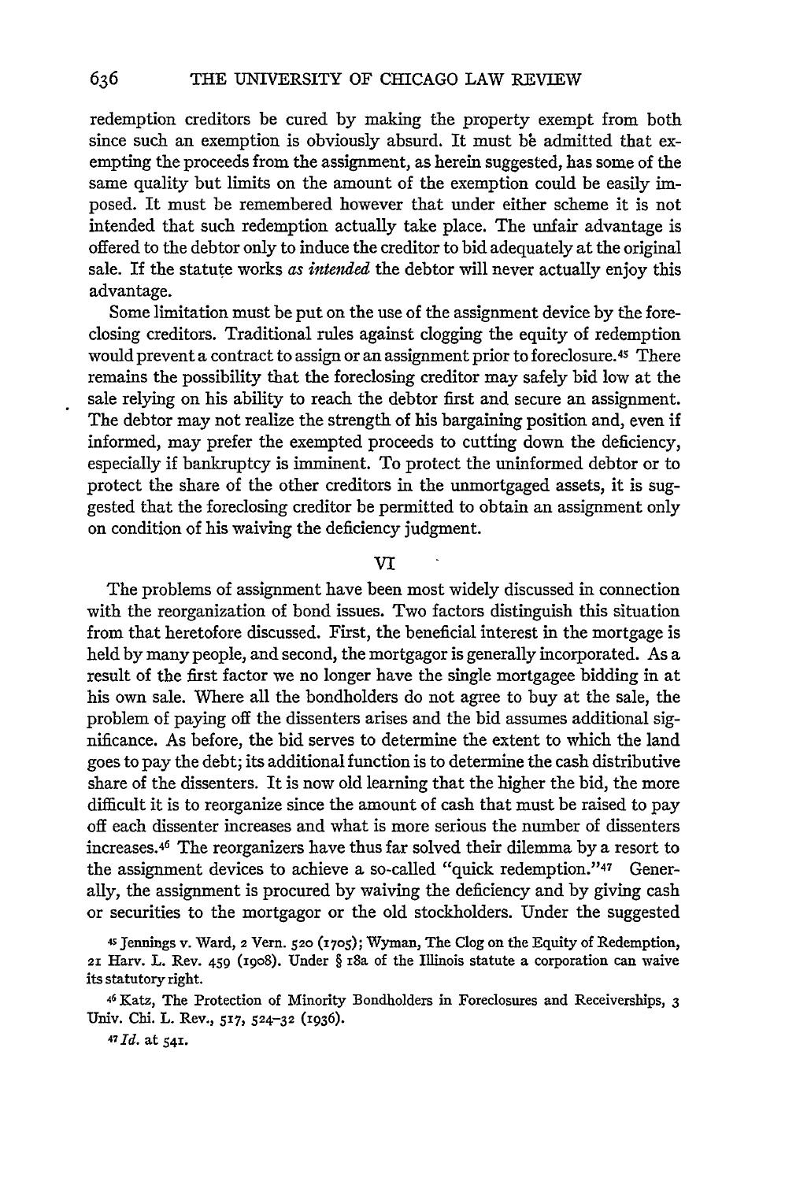redemption creditors be cured by making the property exempt from both since such an exemption is obviously absurd. It must be admitted that exempting the proceeds from the assignment, as herein suggested, has some of the same quality but limits on the amount of the exemption could be easily imposed. It must be remembered however that under either scheme it is not intended that such redemption actually take place. The unfair advantage is offered to the debtor only to induce the creditor to bid adequately at the original sale. If the statute works *as intended* the debtor will never actually enjoy this advantage.

Some limitation must be put on the use of the assignment device by the foreclosing creditors. Traditional rules against clogging the equity of redemption would prevent a contract to assign or an assignment prior to foreclosure.[45] There remains the possibility that the foreclosing creditor may safely bid low at the sale relying on his ability to reach the debtor first and secure an assignment. The debtor may not realize the strength of his bargaining position and, even if informed, may prefer the exempted proceeds to cutting down the deficiency, especially if bankruptcy is imminent. To protect the uninformed debtor or to protect the share of the other creditors in the unmortgaged assets, it is suggested that the foreclosing creditor be permitted to obtain an assignment only on condition of his waiving the deficiency judgment.

## VI

The problems of assignment have been most widely discussed in connection with the reorganization of bond issues. Two factors distinguish this situation from that heretofore discussed. First, the beneficial interest in the mortgage is held by many people, and second, the mortgagor is generally incorporated. As a result of the first factor we no longer have the single mortgagee bidding in at his own sale. Where all the bondholders do not agree to buy at the sale, the problem of paying off the dissenters arises and the bid assumes additional significance. As before, the bid serves to determine the extent to which the land goes to pay the debt; its additional function is to determine the cash distributive share of the dissenters. It is now old learning that the higher the bid, the more difficult it is to reorganize since the amount of cash that must be raised to pay off each dissenter increases and what is more serious the number of dissenters increases.[46] The reorganizers have thus far solved their dilemma by a resort to the assignment devices to achieve a so-called "quick redemption."[47] Generally, the assignment is procured by waiving the deficiency and by giving cash or securities to the mortgagor or the old stockholders. Under the suggested

---

[45] Jennings v. Ward, 2 Vern. 520 (1705); Wyman, The Clog on the Equity of Redemption, 21 Harv. L. Rev. 459 (1908). Under § 18a of the Illinois statute a corporation can waive its statutory right.

[46] Katz, The Protection of Minority Bondholders in Foreclosures and Receiverships, 3 Univ. Chi. L. Rev., 517, 524–32 (1936).

[47] *Id.* at 541.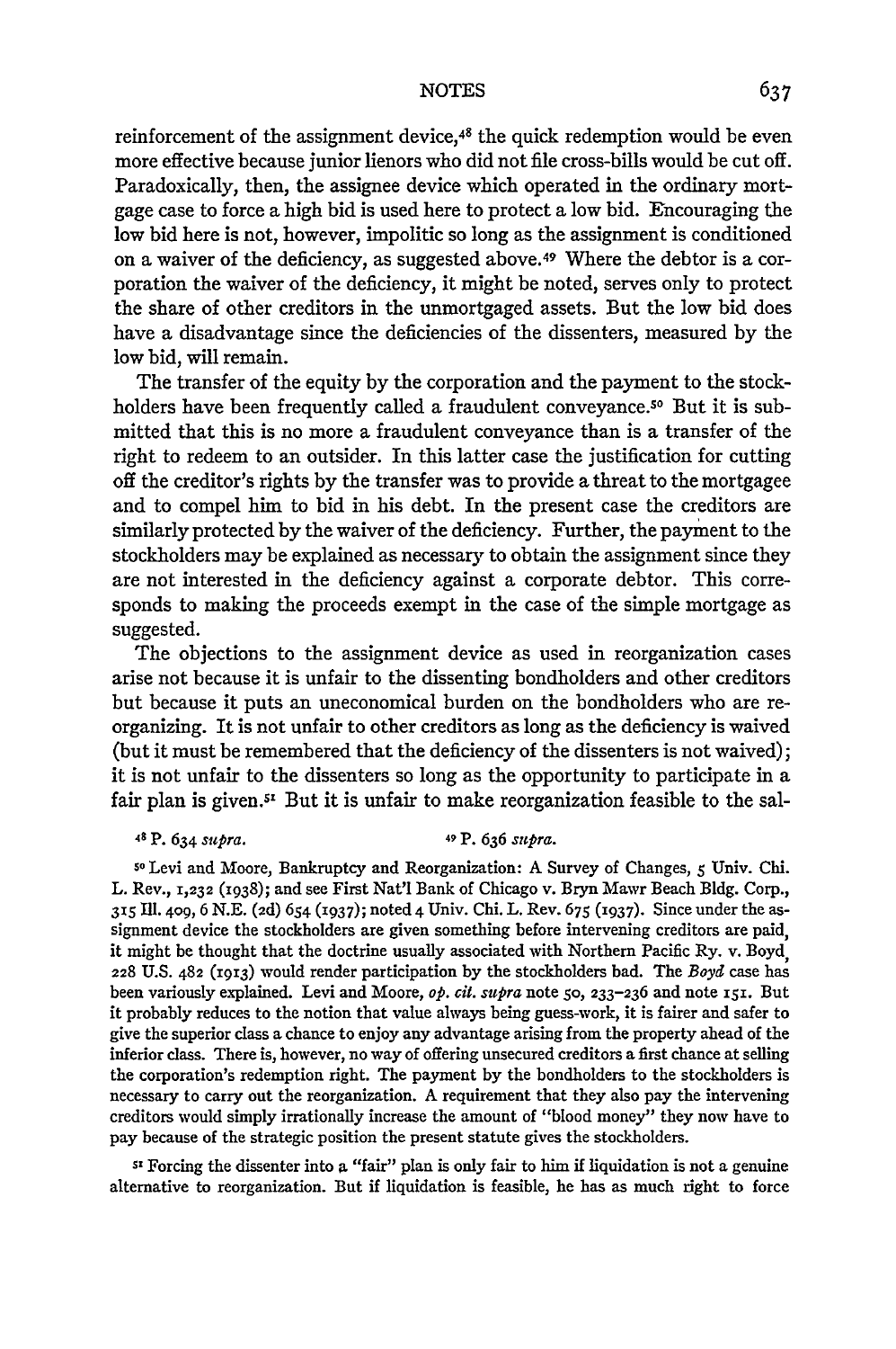reinforcement of the assignment device,[48] the quick redemption would be even more effective because junior lienors who did not file cross-bills would be cut off. Paradoxically, then, the assignee device which operated in the ordinary mortgage case to force a high bid is used here to protect a low bid. Encouraging the low bid here is not, however, impolitic so long as the assignment is conditioned on a waiver of the deficiency, as suggested above.[49] Where the debtor is a corporation the waiver of the deficiency, it might be noted, serves only to protect the share of other creditors in the unmortgaged assets. But the low bid does have a disadvantage since the deficiencies of the dissenters, measured by the low bid, will remain.

The transfer of the equity by the corporation and the payment to the stockholders have been frequently called a fraudulent conveyance.[50] But it is submitted that this is no more a fraudulent conveyance than is a transfer of the right to redeem to an outsider. In this latter case the justification for cutting off the creditor's rights by the transfer was to provide a threat to the mortgagee and to compel him to bid in his debt. In the present case the creditors are similarly protected by the waiver of the deficiency. Further, the payment to the stockholders may be explained as necessary to obtain the assignment since they are not interested in the deficiency against a corporate debtor. This corresponds to making the proceeds exempt in the case of the simple mortgage as suggested.

The objections to the assignment device as used in reorganization cases arise not because it is unfair to the dissenting bondholders and other creditors but because it puts an uneconomical burden on the bondholders who are reorganizing. It is not unfair to other creditors as long as the deficiency is waived (but it must be remembered that the deficiency of the dissenters is not waived); it is not unfair to the dissenters so long as the opportunity to participate in a fair plan is given.[51] But it is unfair to make reorganization feasible to the sal-

[48] P. 634 *supra*.

[49] P. 636 *supra*.

[50] Levi and Moore, Bankruptcy and Reorganization: A Survey of Changes, 5 Univ. Chi. L. Rev., 1,232 (1938); and see First Nat'l Bank of Chicago v. Bryn Mawr Beach Bldg. Corp., 315 Ill. 409, 6 N.E. (2d) 654 (1937); noted 4 Univ. Chi. L. Rev. 675 (1937). Since under the assignment device the stockholders are given something before intervening creditors are paid, it might be thought that the doctrine usually associated with Northern Pacific Ry. v. Boyd, 228 U.S. 482 (1913) would render participation by the stockholders bad. The *Boyd* case has been variously explained. Levi and Moore, *op. cit. supra* note 50, 233–236 and note 151. But it probably reduces to the notion that value always being guess-work, it is fairer and safer to give the superior class a chance to enjoy any advantage arising from the property ahead of the inferior class. There is, however, no way of offering unsecured creditors a first chance at selling the corporation's redemption right. The payment by the bondholders to the stockholders is necessary to carry out the reorganization. A requirement that they also pay the intervening creditors would simply irrationally increase the amount of "blood money" they now have to pay because of the strategic position the present statute gives the stockholders.

[51] Forcing the dissenter into a "fair" plan is only fair to him if liquidation is not a genuine alternative to reorganization. But if liquidation is feasible, he has as much right to force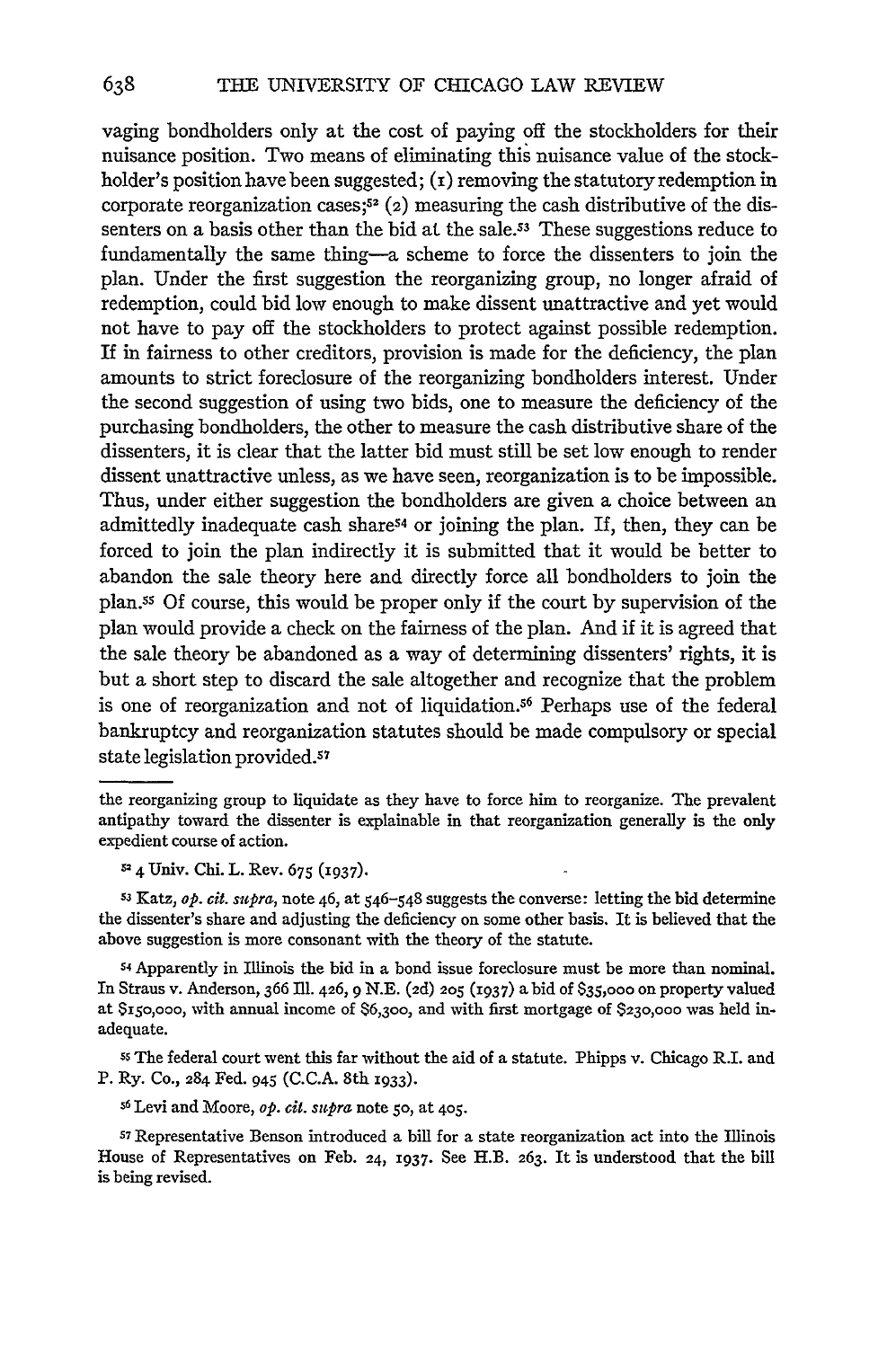vaging bondholders only at the cost of paying off the stockholders for their nuisance position. Two means of eliminating this nuisance value of the stockholder's position have been suggested; (1) removing the statutory redemption in corporate reorganization cases;[52] (2) measuring the cash distributive of the dissenters on a basis other than the bid at the sale.[53] These suggestions reduce to fundamentally the same thing—a scheme to force the dissenters to join the plan. Under the first suggestion the reorganizing group, no longer afraid of redemption, could bid low enough to make dissent unattractive and yet would not have to pay off the stockholders to protect against possible redemption. If in fairness to other creditors, provision is made for the deficiency, the plan amounts to strict foreclosure of the reorganizing bondholders interest. Under the second suggestion of using two bids, one to measure the deficiency of the purchasing bondholders, the other to measure the cash distributive share of the dissenters, it is clear that the latter bid must still be set low enough to render dissent unattractive unless, as we have seen, reorganization is to be impossible. Thus, under either suggestion the bondholders are given a choice between an admittedly inadequate cash share[54] or joining the plan. If, then, they can be forced to join the plan indirectly it is submitted that it would be better to abandon the sale theory here and directly force all bondholders to join the plan.[55] Of course, this would be proper only if the court by supervision of the plan would provide a check on the fairness of the plan. And if it is agreed that the sale theory be abandoned as a way of determining dissenters' rights, it is but a short step to discard the sale altogether and recognize that the problem is one of reorganization and not of liquidation.[56] Perhaps use of the federal bankruptcy and reorganization statutes should be made compulsory or special state legislation provided.[57]

---

the reorganizing group to liquidate as they have to force him to reorganize. The prevalent antipathy toward the dissenter is explainable in that reorganization generally is the only expedient course of action.

[52] 4 Univ. Chi. L. Rev. 675 (1937).

[53] Katz, *op. cit. supra*, note 46, at 546–548 suggests the converse: letting the bid determine the dissenter's share and adjusting the deficiency on some other basis. It is believed that the above suggestion is more consonant with the theory of the statute.

[54] Apparently in Illinois the bid in a bond issue foreclosure must be more than nominal. In Straus v. Anderson, 366 Ill. 426, 9 N.E. (2d) 205 (1937) a bid of $35,000 on property valued at $150,000, with annual income of $6,300, and with first mortgage of $230,000 was held inadequate.

[55] The federal court went this far without the aid of a statute. Phipps v. Chicago R.I. and P. Ry. Co., 284 Fed. 945 (C.C.A. 8th 1933).

[56] Levi and Moore, *op. cit. supra* note 50, at 405.

[57] Representative Benson introduced a bill for a state reorganization act into the Illinois House of Representatives on Feb. 24, 1937. See H.B. 263. It is understood that the bill is being revised.